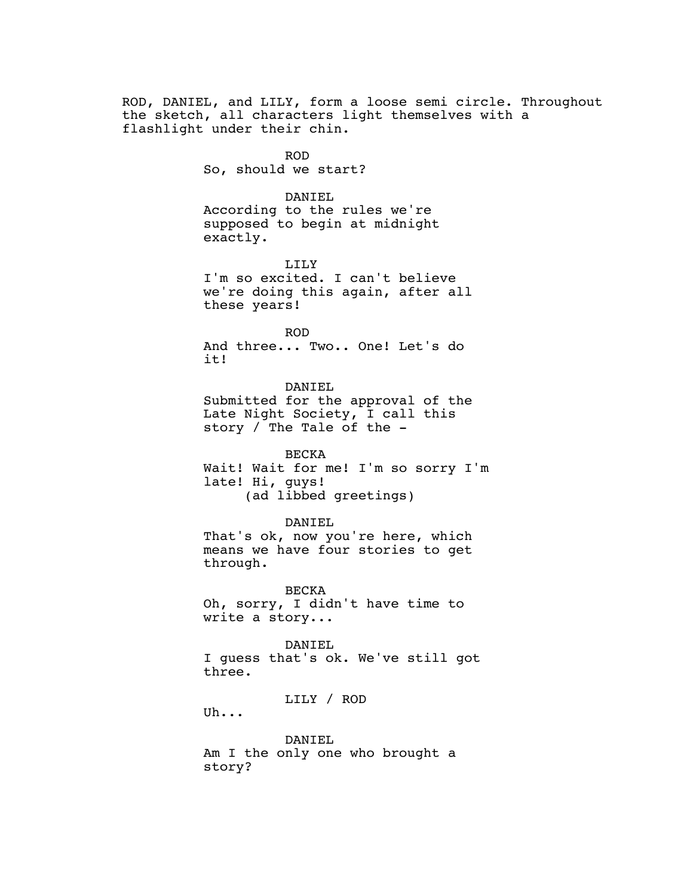ROD, DANIEL, and LILY, form a loose semi circle. Throughout the sketch, all characters light themselves with a flashlight under their chin.

ROD
So, should we start?

DANIEL
According to the rules we're supposed to begin at midnight exactly.

LILY
I'm so excited. I can't believe we're doing this again, after all these years!

ROD
And three... Two.. One! Let's do it!

DANIEL
Submitted for the approval of the Late Night Society, I call this story / The Tale of the -

BECKA
Wait! Wait for me! I'm so sorry I'm late! Hi, guys!
(ad libbed greetings)

DANIEL
That's ok, now you're here, which means we have four stories to get through.

BECKA
Oh, sorry, I didn't have time to write a story...

DANIEL
I guess that's ok. We've still got three.

LILY / ROD
Uh...

DANIEL
Am I the only one who brought a story?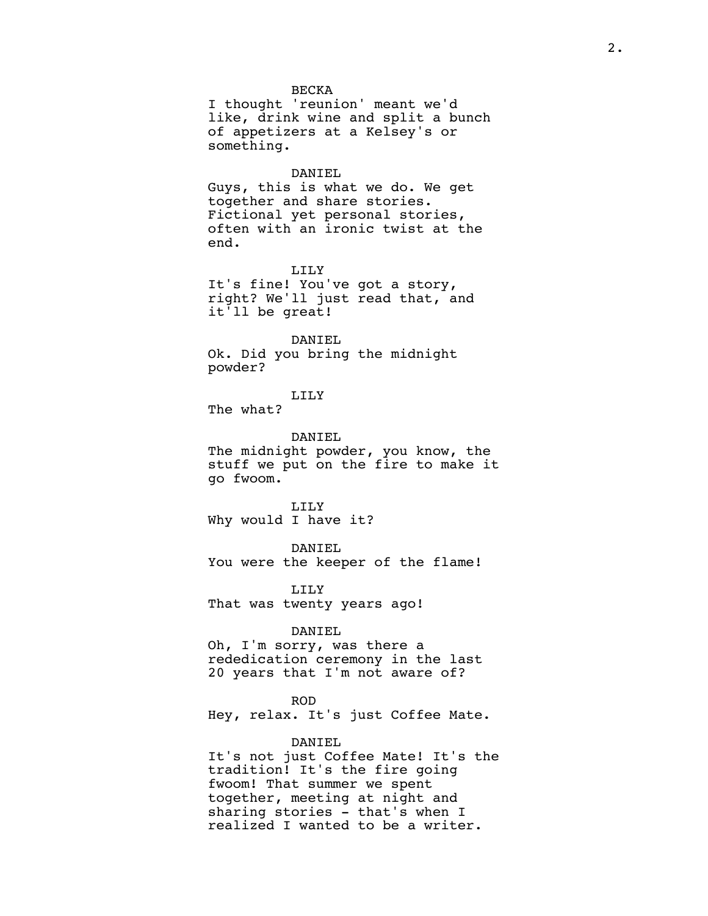BECKA

I thought 'reunion' meant we'd like, drink wine and split a bunch of appetizers at a Kelsey's or something.

DANIEL

Guys, this is what we do. We get together and share stories. Fictional yet personal stories, often with an ironic twist at the end.

LILY

It's fine! You've got a story, right? We'll just read that, and it'll be great!

DANIEL

Ok. Did you bring the midnight powder?

LILY

The what?

DANIEL

The midnight powder, you know, the stuff we put on the fire to make it go fwoom.

LILY

Why would I have it?

DANIEL

You were the keeper of the flame!

LILY

That was twenty years ago!

DANIEL

Oh, I'm sorry, was there a rededication ceremony in the last 20 years that I'm not aware of?

ROD

Hey, relax. It's just Coffee Mate.

DANIEL

It's not just Coffee Mate! It's the tradition! It's the fire going fwoom! That summer we spent together, meeting at night and sharing stories - that's when I realized I wanted to be a writer.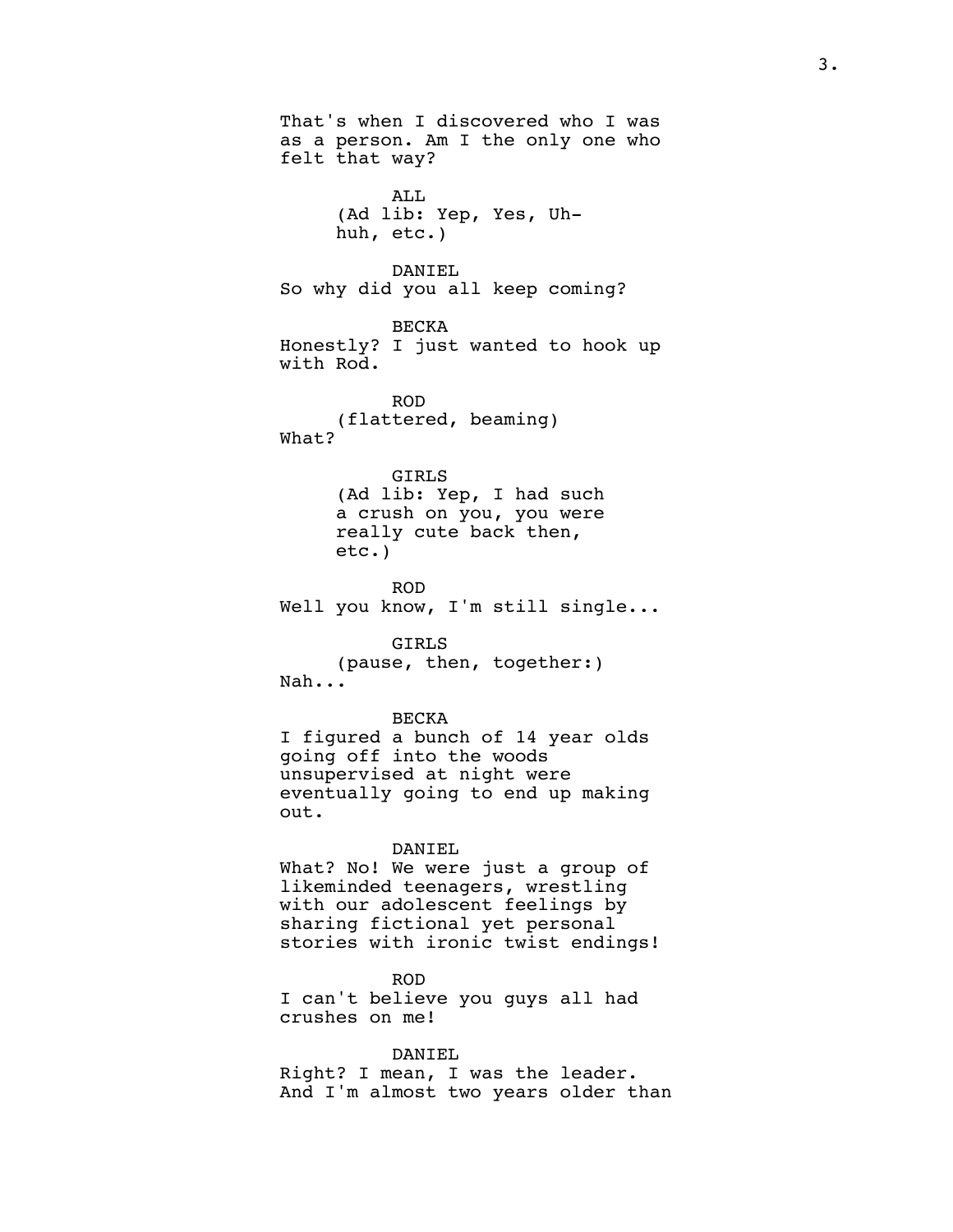That's when I discovered who I was as a person. Am I the only one who felt that way?

ALL
(Ad lib: Yep, Yes, Uh-huh, etc.)

DANIEL
So why did you all keep coming?

BECKA
Honestly? I just wanted to hook up with Rod.

ROD
(flattered, beaming)
What?

GIRLS
(Ad lib: Yep, I had such a crush on you, you were really cute back then, etc.)

ROD
Well you know, I'm still single...

GIRLS
(pause, then, together:)
Nah...

BECKA
I figured a bunch of 14 year olds going off into the woods unsupervised at night were eventually going to end up making out.

DANIEL
What? No! We were just a group of likeminded teenagers, wrestling with our adolescent feelings by sharing fictional yet personal stories with ironic twist endings!

ROD
I can't believe you guys all had crushes on me!

DANIEL
Right? I mean, I was the leader. And I'm almost two years older than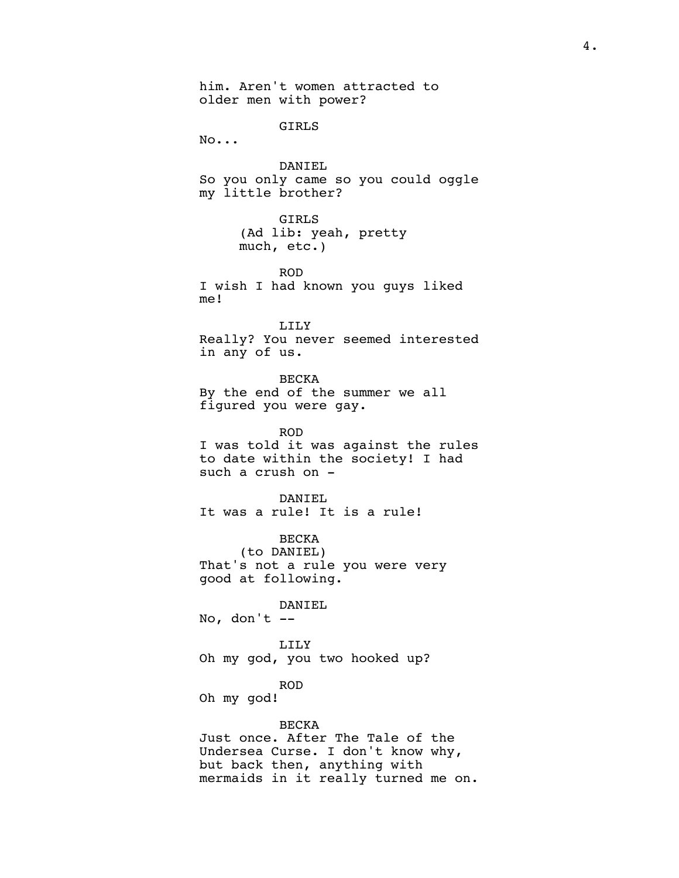him. Aren't women attracted to older men with power?

GIRLS

No...

DANIEL

So you only came so you could oggle my little brother?

GIRLS

(Ad lib: yeah, pretty much, etc.)

ROD

I wish I had known you guys liked me!

LILY

Really? You never seemed interested in any of us.

BECKA

By the end of the summer we all figured you were gay.

ROD

I was told it was against the rules to date within the society! I had such a crush on -

DANIEL

It was a rule! It is a rule!

BECKA

(to DANIEL)

That's not a rule you were very good at following.

DANIEL

No, don't --

LILY

Oh my god, you two hooked up?

ROD

Oh my god!

BECKA

Just once. After The Tale of the Undersea Curse. I don't know why, but back then, anything with mermaids in it really turned me on.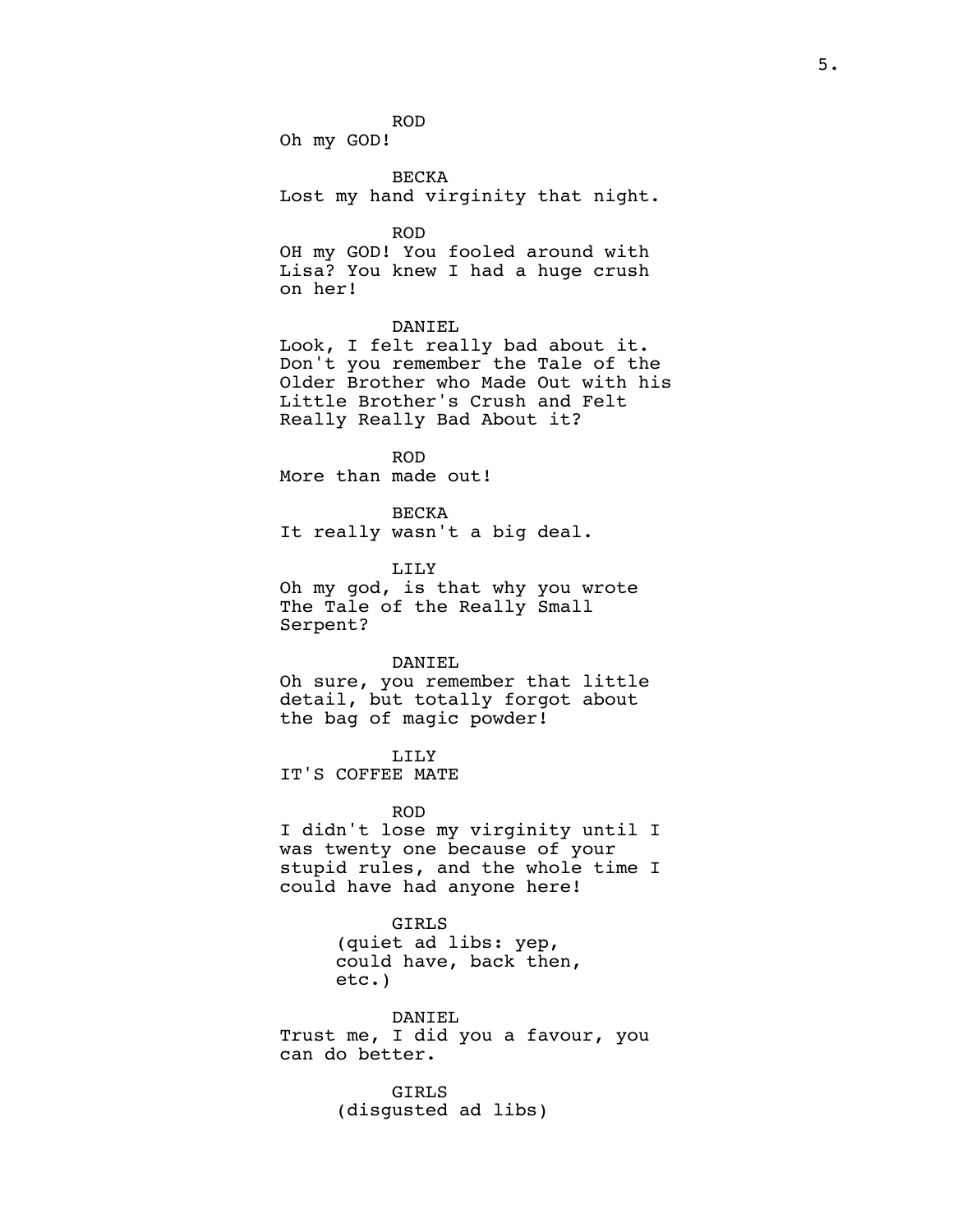ROD
Oh my GOD!

BECKA
Lost my hand virginity that night.

ROD
OH my GOD! You fooled around with Lisa? You knew I had a huge crush on her!

DANIEL
Look, I felt really bad about it. Don't you remember the Tale of the Older Brother who Made Out with his Little Brother's Crush and Felt Really Really Bad About it?

ROD
More than made out!

BECKA
It really wasn't a big deal.

LILY
Oh my god, is that why you wrote The Tale of the Really Small Serpent?

DANIEL
Oh sure, you remember that little detail, but totally forgot about the bag of magic powder!

LILY
IT'S COFFEE MATE

ROD
I didn't lose my virginity until I was twenty one because of your stupid rules, and the whole time I could have had anyone here!

GIRLS
(quiet ad libs: yep, could have, back then, etc.)

DANIEL
Trust me, I did you a favour, you can do better.

GIRLS
(disgusted ad libs)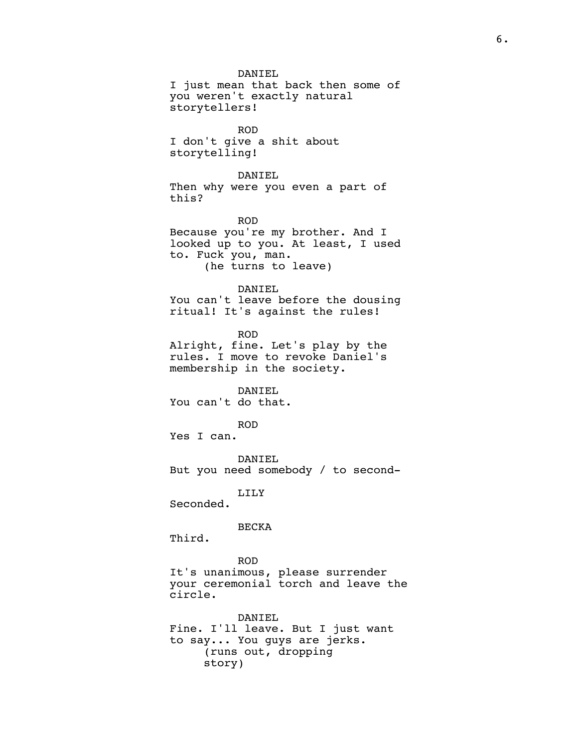DANIEL
I just mean that back then some of you weren't exactly natural storytellers!

ROD
I don't give a shit about storytelling!

DANIEL
Then why were you even a part of this?

ROD
Because you're my brother. And I looked up to you. At least, I used to. Fuck you, man.
(he turns to leave)

DANIEL
You can't leave before the dousing ritual! It's against the rules!

ROD
Alright, fine. Let's play by the rules. I move to revoke Daniel's membership in the society.

DANIEL
You can't do that.

ROD
Yes I can.

DANIEL
But you need somebody / to second-

LILY
Seconded.

BECKA
Third.

ROD
It's unanimous, please surrender your ceremonial torch and leave the circle.

DANIEL
Fine. I'll leave. But I just want to say... You guys are jerks.
(runs out, dropping story)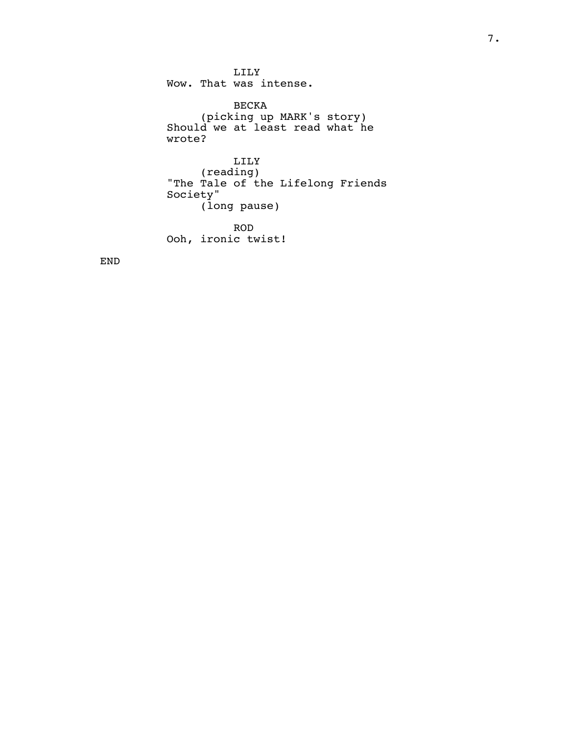LILY

Wow. That was intense.

BECKA

(picking up MARK's story)

Should we at least read what he wrote?

LILY

(reading)

"The Tale of the Lifelong Friends Society"

(long pause)

ROD

Ooh, ironic twist!

END